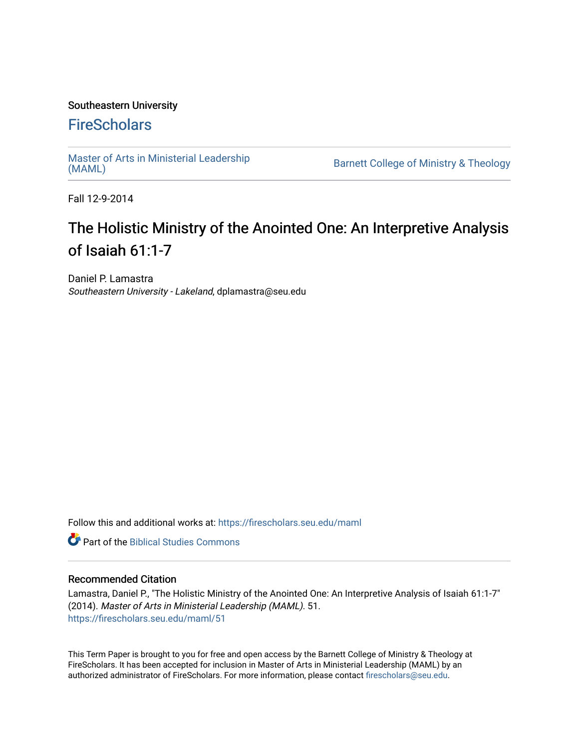Southeastern University

# FireScholars

Master of Arts in Ministerial Leadership (MAML)

Barnett College of Ministry & Theology

Fall 12-9-2014

# The Holistic Ministry of the Anointed One: An Interpretive Analysis of Isaiah 61:1-7

Daniel P. Lamastra
*Southeastern University - Lakeland*, dplamastra@seu.edu

Follow this and additional works at: https://firescholars.seu.edu/maml

Part of the Biblical Studies Commons

## Recommended Citation

Lamastra, Daniel P., "The Holistic Ministry of the Anointed One: An Interpretive Analysis of Isaiah 61:1-7" (2014). *Master of Arts in Ministerial Leadership (MAML)*. 51.
https://firescholars.seu.edu/maml/51

This Term Paper is brought to you for free and open access by the Barnett College of Ministry & Theology at FireScholars. It has been accepted for inclusion in Master of Arts in Ministerial Leadership (MAML) by an authorized administrator of FireScholars. For more information, please contact firescholars@seu.edu.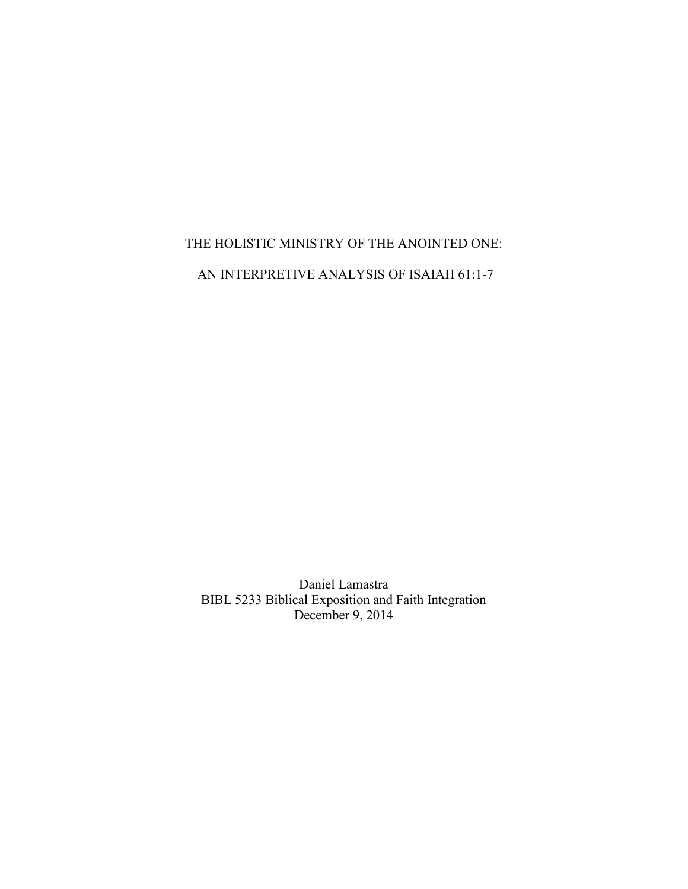# THE HOLISTIC MINISTRY OF THE ANOINTED ONE:

# AN INTERPRETIVE ANALYSIS OF ISAIAH 61:1-7

Daniel Lamastra
BIBL 5233 Biblical Exposition and Faith Integration
December 9, 2014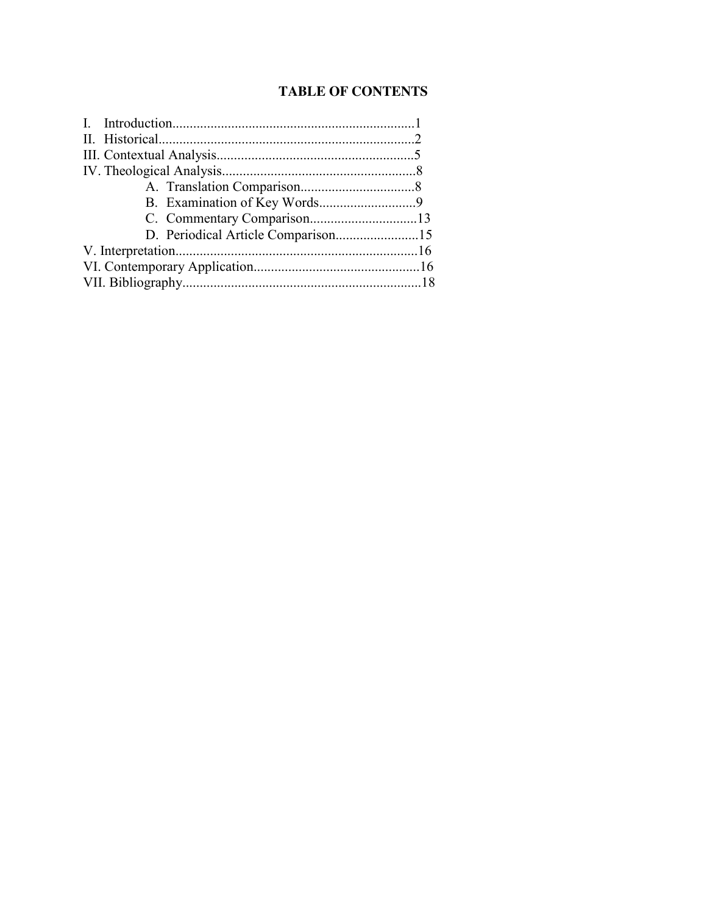# TABLE OF CONTENTS

I. Introduction......................................................................1
II. Historical...........................................................................2
III. Contextual Analysis.........................................................5
IV. Theological Analysis........................................................8
  A. Translation Comparison.................................8
  B. Examination of Key Words............................9
  C. Commentary Comparison...............................13
  D. Periodical Article Comparison........................15
V. Interpretation......................................................................16
VI. Contemporary Application................................................16
VII. Bibliography....................................................................18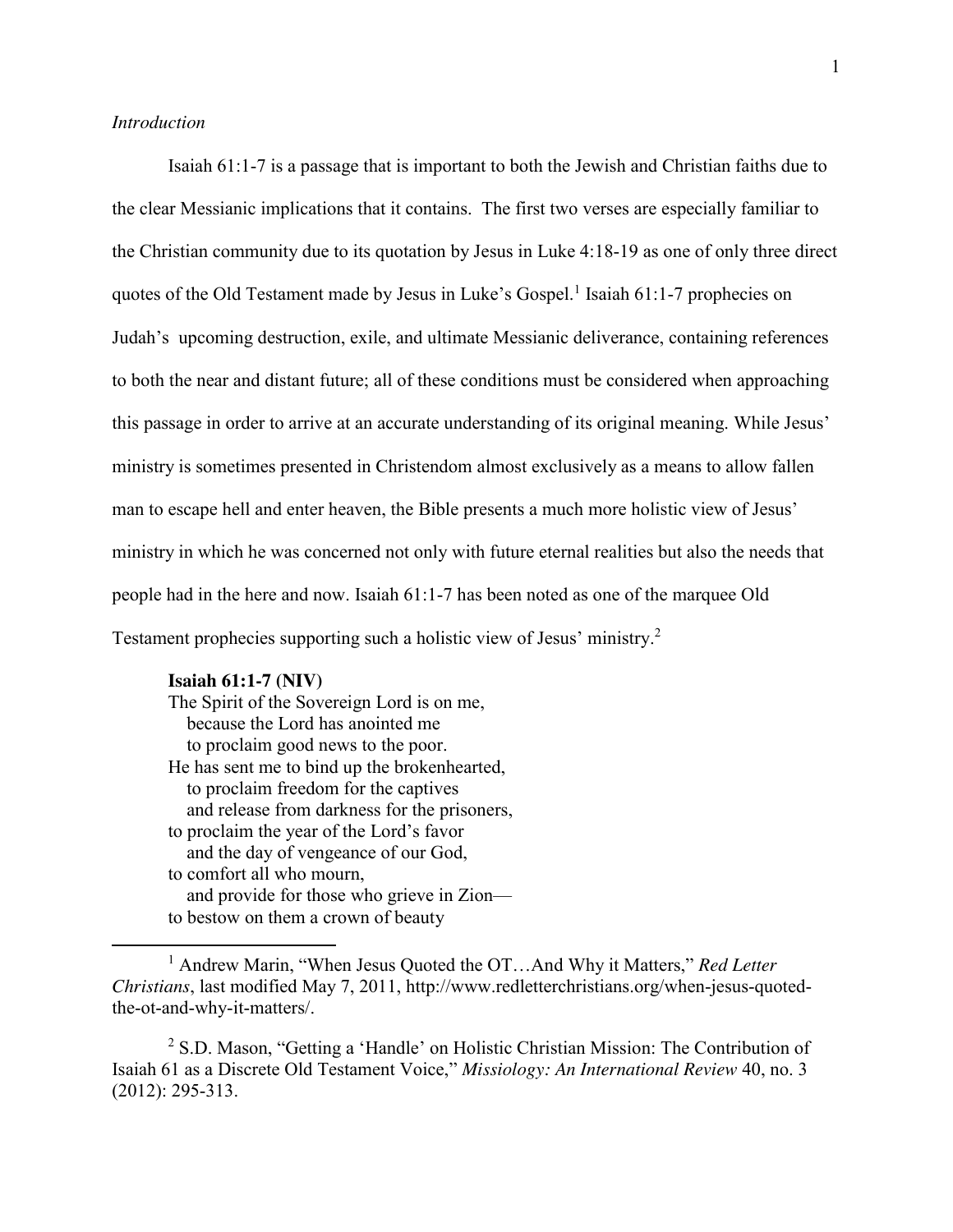*Introduction*

Isaiah 61:1-7 is a passage that is important to both the Jewish and Christian faiths due to the clear Messianic implications that it contains. The first two verses are especially familiar to the Christian community due to its quotation by Jesus in Luke 4:18-19 as one of only three direct quotes of the Old Testament made by Jesus in Luke's Gospel.[1] Isaiah 61:1-7 prophecies on Judah's upcoming destruction, exile, and ultimate Messianic deliverance, containing references to both the near and distant future; all of these conditions must be considered when approaching this passage in order to arrive at an accurate understanding of its original meaning. While Jesus' ministry is sometimes presented in Christendom almost exclusively as a means to allow fallen man to escape hell and enter heaven, the Bible presents a much more holistic view of Jesus' ministry in which he was concerned not only with future eternal realities but also the needs that people had in the here and now. Isaiah 61:1-7 has been noted as one of the marquee Old Testament prophecies supporting such a holistic view of Jesus' ministry.[2]

**Isaiah 61:1-7 (NIV)**

The Spirit of the Sovereign Lord is on me,
because the Lord has anointed me
to proclaim good news to the poor.
He has sent me to bind up the brokenhearted,
to proclaim freedom for the captives
and release from darkness for the prisoners,
to proclaim the year of the Lord's favor
and the day of vengeance of our God,
to comfort all who mourn,
and provide for those who grieve in Zion—
to bestow on them a crown of beauty

---

[1] Andrew Marin, "When Jesus Quoted the OT…And Why it Matters," *Red Letter Christians*, last modified May 7, 2011, http://www.redletterchristians.org/when-jesus-quoted-the-ot-and-why-it-matters/.

[2] S.D. Mason, "Getting a 'Handle' on Holistic Christian Mission: The Contribution of Isaiah 61 as a Discrete Old Testament Voice," *Missiology: An International Review* 40, no. 3 (2012): 295-313.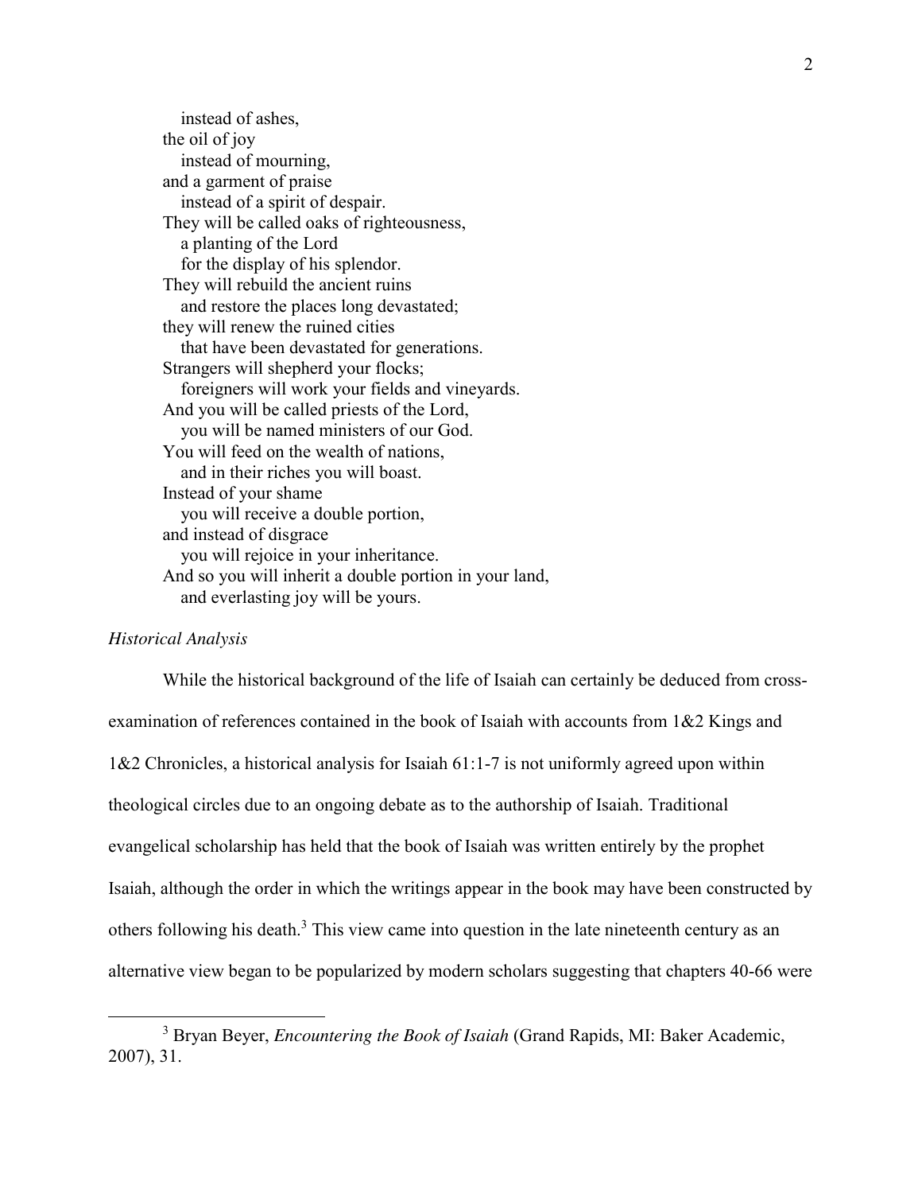instead of ashes,  
the oil of joy  
instead of mourning,  
and a garment of praise  
instead of a spirit of despair.  
They will be called oaks of righteousness,  
a planting of the Lord  
for the display of his splendor.  
They will rebuild the ancient ruins  
and restore the places long devastated;  
they will renew the ruined cities  
that have been devastated for generations.  
Strangers will shepherd your flocks;  
foreigners will work your fields and vineyards.  
And you will be called priests of the Lord,  
you will be named ministers of our God.  
You will feed on the wealth of nations,  
and in their riches you will boast.  
Instead of your shame  
you will receive a double portion,  
and instead of disgrace  
you will rejoice in your inheritance.  
And so you will inherit a double portion in your land,  
and everlasting joy will be yours.

*Historical Analysis*

While the historical background of the life of Isaiah can certainly be deduced from cross-examination of references contained in the book of Isaiah with accounts from 1&2 Kings and 1&2 Chronicles, a historical analysis for Isaiah 61:1-7 is not uniformly agreed upon within theological circles due to an ongoing debate as to the authorship of Isaiah. Traditional evangelical scholarship has held that the book of Isaiah was written entirely by the prophet Isaiah, although the order in which the writings appear in the book may have been constructed by others following his death.[3] This view came into question in the late nineteenth century as an alternative view began to be popularized by modern scholars suggesting that chapters 40-66 were

[3] Bryan Beyer, *Encountering the Book of Isaiah* (Grand Rapids, MI: Baker Academic, 2007), 31.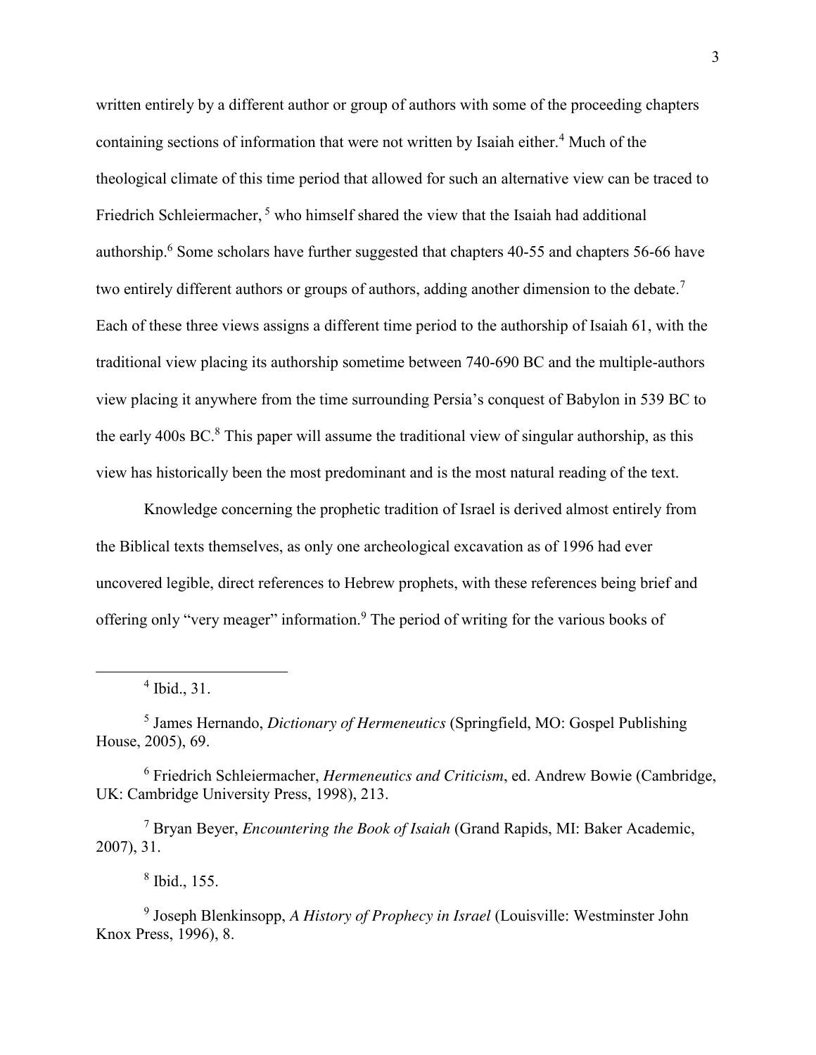written entirely by a different author or group of authors with some of the proceeding chapters containing sections of information that were not written by Isaiah either.[4] Much of the theological climate of this time period that allowed for such an alternative view can be traced to Friedrich Schleiermacher, [5] who himself shared the view that the Isaiah had additional authorship.[6] Some scholars have further suggested that chapters 40-55 and chapters 56-66 have two entirely different authors or groups of authors, adding another dimension to the debate.[7] Each of these three views assigns a different time period to the authorship of Isaiah 61, with the traditional view placing its authorship sometime between 740-690 BC and the multiple-authors view placing it anywhere from the time surrounding Persia's conquest of Babylon in 539 BC to the early 400s BC.[8] This paper will assume the traditional view of singular authorship, as this view has historically been the most predominant and is the most natural reading of the text.

Knowledge concerning the prophetic tradition of Israel is derived almost entirely from the Biblical texts themselves, as only one archeological excavation as of 1996 had ever uncovered legible, direct references to Hebrew prophets, with these references being brief and offering only "very meager" information.[9] The period of writing for the various books of

---

[4] Ibid., 31.

[5] James Hernando, *Dictionary of Hermeneutics* (Springfield, MO: Gospel Publishing House, 2005), 69.

[6] Friedrich Schleiermacher, *Hermeneutics and Criticism*, ed. Andrew Bowie (Cambridge, UK: Cambridge University Press, 1998), 213.

[7] Bryan Beyer, *Encountering the Book of Isaiah* (Grand Rapids, MI: Baker Academic, 2007), 31.

[8] Ibid., 155.

[9] Joseph Blenkinsopp, *A History of Prophecy in Israel* (Louisville: Westminster John Knox Press, 1996), 8.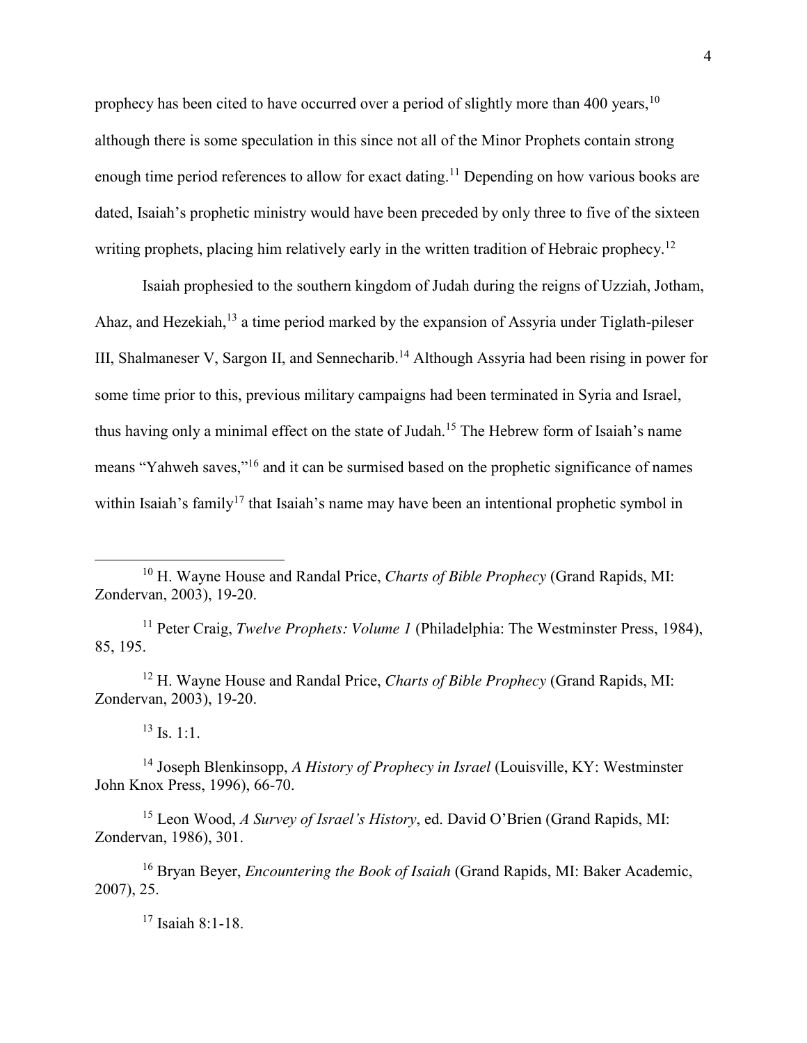prophecy has been cited to have occurred over a period of slightly more than 400 years,[10] although there is some speculation in this since not all of the Minor Prophets contain strong enough time period references to allow for exact dating.[11] Depending on how various books are dated, Isaiah's prophetic ministry would have been preceded by only three to five of the sixteen writing prophets, placing him relatively early in the written tradition of Hebraic prophecy.[12]

Isaiah prophesied to the southern kingdom of Judah during the reigns of Uzziah, Jotham, Ahaz, and Hezekiah,[13] a time period marked by the expansion of Assyria under Tiglath-pileser III, Shalmaneser V, Sargon II, and Sennecharib.[14] Although Assyria had been rising in power for some time prior to this, previous military campaigns had been terminated in Syria and Israel, thus having only a minimal effect on the state of Judah.[15] The Hebrew form of Isaiah's name means "Yahweh saves,"[16] and it can be surmised based on the prophetic significance of names within Isaiah's family[17] that Isaiah's name may have been an intentional prophetic symbol in

---

[10] H. Wayne House and Randal Price, *Charts of Bible Prophecy* (Grand Rapids, MI: Zondervan, 2003), 19-20.

[11] Peter Craig, *Twelve Prophets: Volume 1* (Philadelphia: The Westminster Press, 1984), 85, 195.

[12] H. Wayne House and Randal Price, *Charts of Bible Prophecy* (Grand Rapids, MI: Zondervan, 2003), 19-20.

[13] Is. 1:1.

[14] Joseph Blenkinsopp, *A History of Prophecy in Israel* (Louisville, KY: Westminster John Knox Press, 1996), 66-70.

[15] Leon Wood, *A Survey of Israel's History*, ed. David O'Brien (Grand Rapids, MI: Zondervan, 1986), 301.

[16] Bryan Beyer, *Encountering the Book of Isaiah* (Grand Rapids, MI: Baker Academic, 2007), 25.

[17] Isaiah 8:1-18.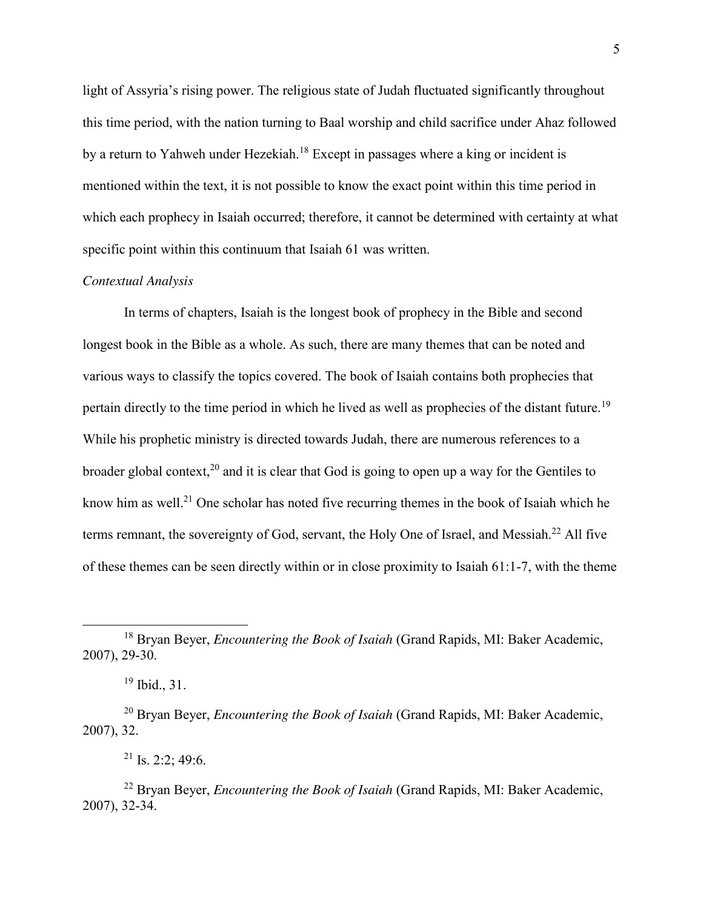light of Assyria's rising power. The religious state of Judah fluctuated significantly throughout this time period, with the nation turning to Baal worship and child sacrifice under Ahaz followed by a return to Yahweh under Hezekiah.[18] Except in passages where a king or incident is mentioned within the text, it is not possible to know the exact point within this time period in which each prophecy in Isaiah occurred; therefore, it cannot be determined with certainty at what specific point within this continuum that Isaiah 61 was written.

*Contextual Analysis*

In terms of chapters, Isaiah is the longest book of prophecy in the Bible and second longest book in the Bible as a whole. As such, there are many themes that can be noted and various ways to classify the topics covered. The book of Isaiah contains both prophecies that pertain directly to the time period in which he lived as well as prophecies of the distant future.[19] While his prophetic ministry is directed towards Judah, there are numerous references to a broader global context,[20] and it is clear that God is going to open up a way for the Gentiles to know him as well.[21] One scholar has noted five recurring themes in the book of Isaiah which he terms remnant, the sovereignty of God, servant, the Holy One of Israel, and Messiah.[22] All five of these themes can be seen directly within or in close proximity to Isaiah 61:1-7, with the theme

---

[18] Bryan Beyer, *Encountering the Book of Isaiah* (Grand Rapids, MI: Baker Academic, 2007), 29-30.

[19] Ibid., 31.

[20] Bryan Beyer, *Encountering the Book of Isaiah* (Grand Rapids, MI: Baker Academic, 2007), 32.

[21] Is. 2:2; 49:6.

[22] Bryan Beyer, *Encountering the Book of Isaiah* (Grand Rapids, MI: Baker Academic, 2007), 32-34.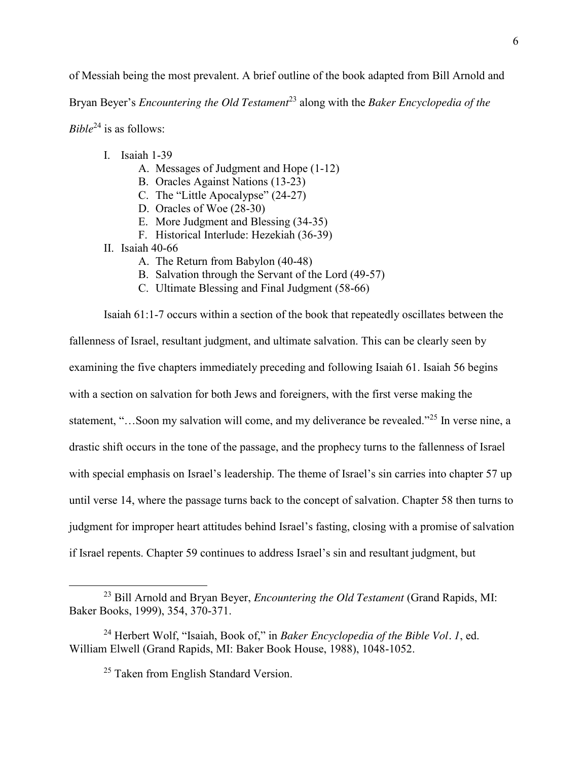of Messiah being the most prevalent. A brief outline of the book adapted from Bill Arnold and Bryan Beyer's *Encountering the Old Testament*[23] along with the *Baker Encyclopedia of the Bible*[24] is as follows:

- I. Isaiah 1-39
  - A. Messages of Judgment and Hope (1-12)
  - B. Oracles Against Nations (13-23)
  - C. The "Little Apocalypse" (24-27)
  - D. Oracles of Woe (28-30)
  - E. More Judgment and Blessing (34-35)
  - F. Historical Interlude: Hezekiah (36-39)
- II. Isaiah 40-66
  - A. The Return from Babylon (40-48)
  - B. Salvation through the Servant of the Lord (49-57)
  - C. Ultimate Blessing and Final Judgment (58-66)

Isaiah 61:1-7 occurs within a section of the book that repeatedly oscillates between the fallenness of Israel, resultant judgment, and ultimate salvation. This can be clearly seen by examining the five chapters immediately preceding and following Isaiah 61. Isaiah 56 begins with a section on salvation for both Jews and foreigners, with the first verse making the statement, "…Soon my salvation will come, and my deliverance be revealed."[25] In verse nine, a drastic shift occurs in the tone of the passage, and the prophecy turns to the fallenness of Israel with special emphasis on Israel's leadership. The theme of Israel's sin carries into chapter 57 up until verse 14, where the passage turns back to the concept of salvation. Chapter 58 then turns to judgment for improper heart attitudes behind Israel's fasting, closing with a promise of salvation if Israel repents. Chapter 59 continues to address Israel's sin and resultant judgment, but

---

[23] Bill Arnold and Bryan Beyer, *Encountering the Old Testament* (Grand Rapids, MI: Baker Books, 1999), 354, 370-371.

[24] Herbert Wolf, "Isaiah, Book of," in *Baker Encyclopedia of the Bible Vol. 1*, ed. William Elwell (Grand Rapids, MI: Baker Book House, 1988), 1048-1052.

[25] Taken from English Standard Version.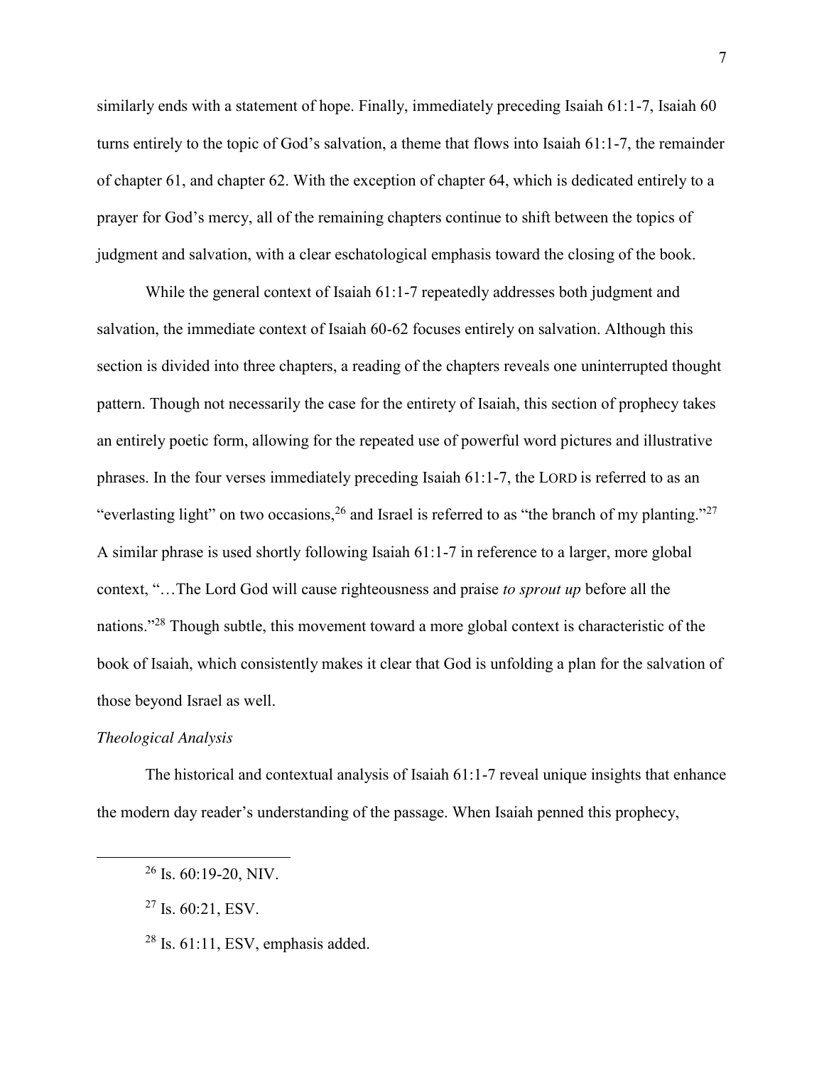similarly ends with a statement of hope. Finally, immediately preceding Isaiah 61:1-7, Isaiah 60 turns entirely to the topic of God's salvation, a theme that flows into Isaiah 61:1-7, the remainder of chapter 61, and chapter 62. With the exception of chapter 64, which is dedicated entirely to a prayer for God's mercy, all of the remaining chapters continue to shift between the topics of judgment and salvation, with a clear eschatological emphasis toward the closing of the book.

While the general context of Isaiah 61:1-7 repeatedly addresses both judgment and salvation, the immediate context of Isaiah 60-62 focuses entirely on salvation. Although this section is divided into three chapters, a reading of the chapters reveals one uninterrupted thought pattern. Though not necessarily the case for the entirety of Isaiah, this section of prophecy takes an entirely poetic form, allowing for the repeated use of powerful word pictures and illustrative phrases. In the four verses immediately preceding Isaiah 61:1-7, the LORD is referred to as an "everlasting light" on two occasions,[26] and Israel is referred to as "the branch of my planting."[27] A similar phrase is used shortly following Isaiah 61:1-7 in reference to a larger, more global context, "…The Lord God will cause righteousness and praise *to sprout up* before all the nations."[28] Though subtle, this movement toward a more global context is characteristic of the book of Isaiah, which consistently makes it clear that God is unfolding a plan for the salvation of those beyond Israel as well.

*Theological Analysis*

The historical and contextual analysis of Isaiah 61:1-7 reveal unique insights that enhance the modern day reader's understanding of the passage. When Isaiah penned this prophecy,

---

[26] Is. 60:19-20, NIV.

[27] Is. 60:21, ESV.

[28] Is. 61:11, ESV, emphasis added.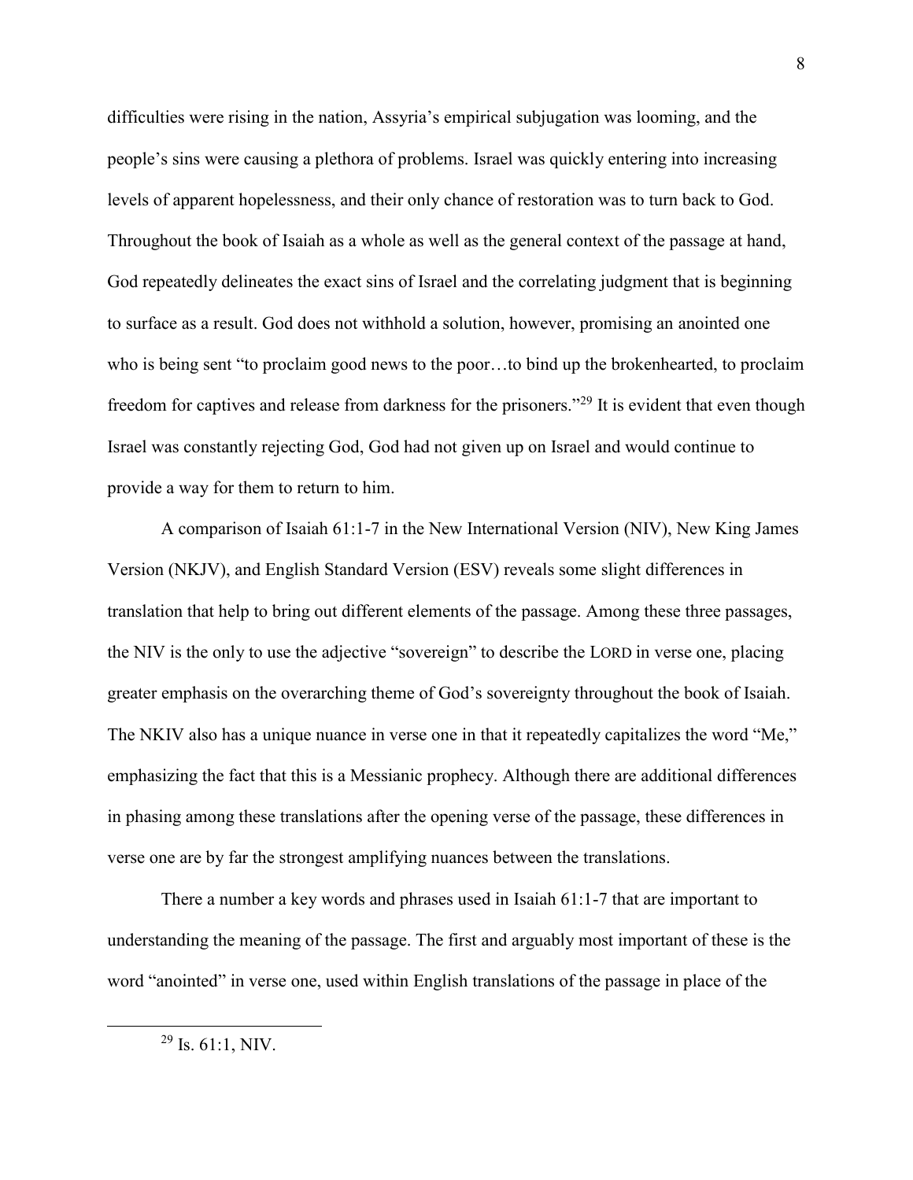difficulties were rising in the nation, Assyria's empirical subjugation was looming, and the people's sins were causing a plethora of problems. Israel was quickly entering into increasing levels of apparent hopelessness, and their only chance of restoration was to turn back to God. Throughout the book of Isaiah as a whole as well as the general context of the passage at hand, God repeatedly delineates the exact sins of Israel and the correlating judgment that is beginning to surface as a result. God does not withhold a solution, however, promising an anointed one who is being sent "to proclaim good news to the poor…to bind up the brokenhearted, to proclaim freedom for captives and release from darkness for the prisoners."[29] It is evident that even though Israel was constantly rejecting God, God had not given up on Israel and would continue to provide a way for them to return to him.

A comparison of Isaiah 61:1-7 in the New International Version (NIV), New King James Version (NKJV), and English Standard Version (ESV) reveals some slight differences in translation that help to bring out different elements of the passage. Among these three passages, the NIV is the only to use the adjective "sovereign" to describe the LORD in verse one, placing greater emphasis on the overarching theme of God's sovereignty throughout the book of Isaiah. The NKIV also has a unique nuance in verse one in that it repeatedly capitalizes the word "Me," emphasizing the fact that this is a Messianic prophecy. Although there are additional differences in phasing among these translations after the opening verse of the passage, these differences in verse one are by far the strongest amplifying nuances between the translations.

There a number a key words and phrases used in Isaiah 61:1-7 that are important to understanding the meaning of the passage. The first and arguably most important of these is the word "anointed" in verse one, used within English translations of the passage in place of the

[29] Is. 61:1, NIV.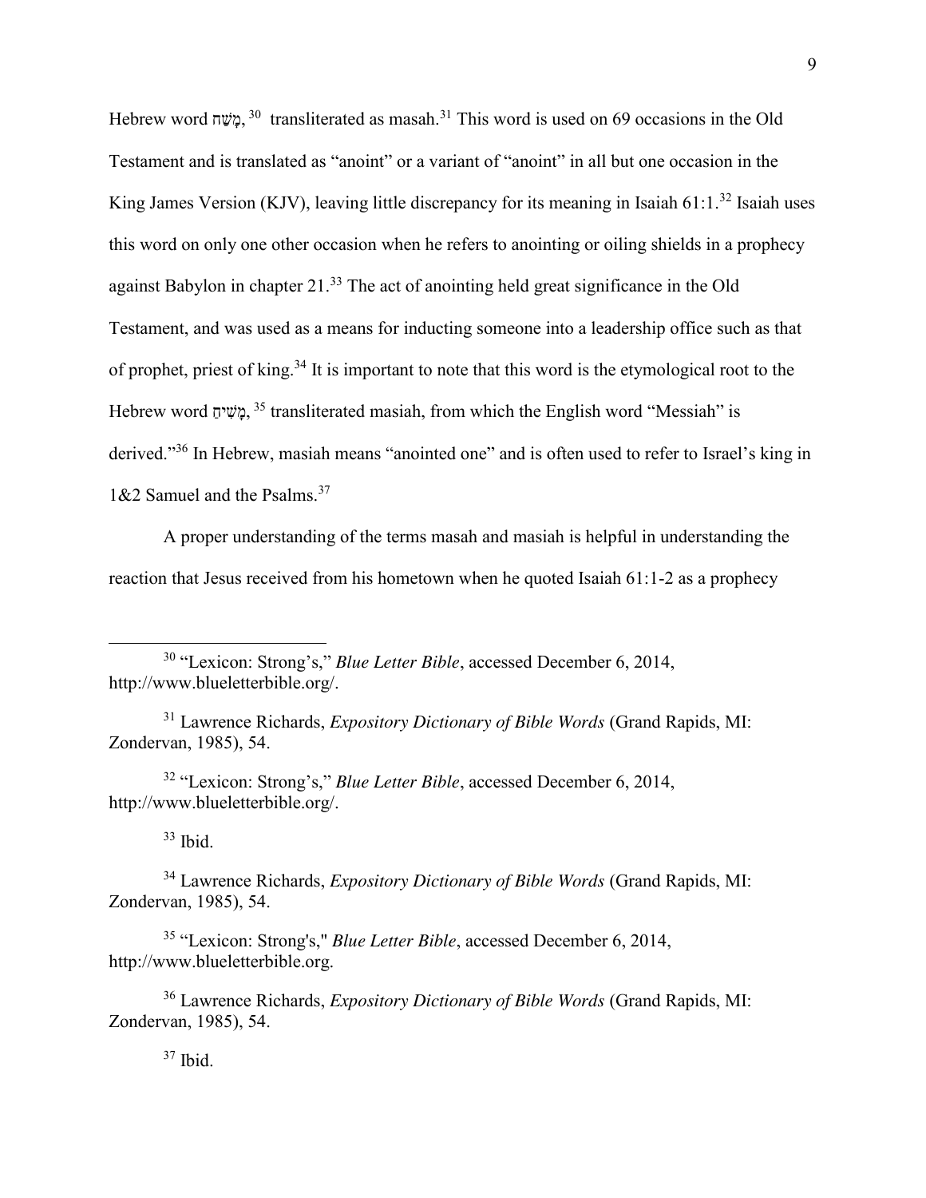Hebrew word מָשַׁח,[30] transliterated as masah.[31] This word is used on 69 occasions in the Old Testament and is translated as "anoint" or a variant of "anoint" in all but one occasion in the King James Version (KJV), leaving little discrepancy for its meaning in Isaiah 61:1.[32] Isaiah uses this word on only one other occasion when he refers to anointing or oiling shields in a prophecy against Babylon in chapter 21.[33] The act of anointing held great significance in the Old Testament, and was used as a means for inducting someone into a leadership office such as that of prophet, priest of king.[34] It is important to note that this word is the etymological root to the Hebrew word מָשִׁיחַ,[35] transliterated masiah, from which the English word "Messiah" is derived."[36] In Hebrew, masiah means "anointed one" and is often used to refer to Israel's king in 1&2 Samuel and the Psalms.[37]

A proper understanding of the terms masah and masiah is helpful in understanding the reaction that Jesus received from his hometown when he quoted Isaiah 61:1-2 as a prophecy

---

[30] "Lexicon: Strong's," *Blue Letter Bible*, accessed December 6, 2014, http://www.blueletterbible.org/.

[31] Lawrence Richards, *Expository Dictionary of Bible Words* (Grand Rapids, MI: Zondervan, 1985), 54.

[32] "Lexicon: Strong's," *Blue Letter Bible*, accessed December 6, 2014, http://www.blueletterbible.org/.

[33] Ibid.

[34] Lawrence Richards, *Expository Dictionary of Bible Words* (Grand Rapids, MI: Zondervan, 1985), 54.

[35] "Lexicon: Strong's," *Blue Letter Bible*, accessed December 6, 2014, http://www.blueletterbible.org.

[36] Lawrence Richards, *Expository Dictionary of Bible Words* (Grand Rapids, MI: Zondervan, 1985), 54.

[37] Ibid.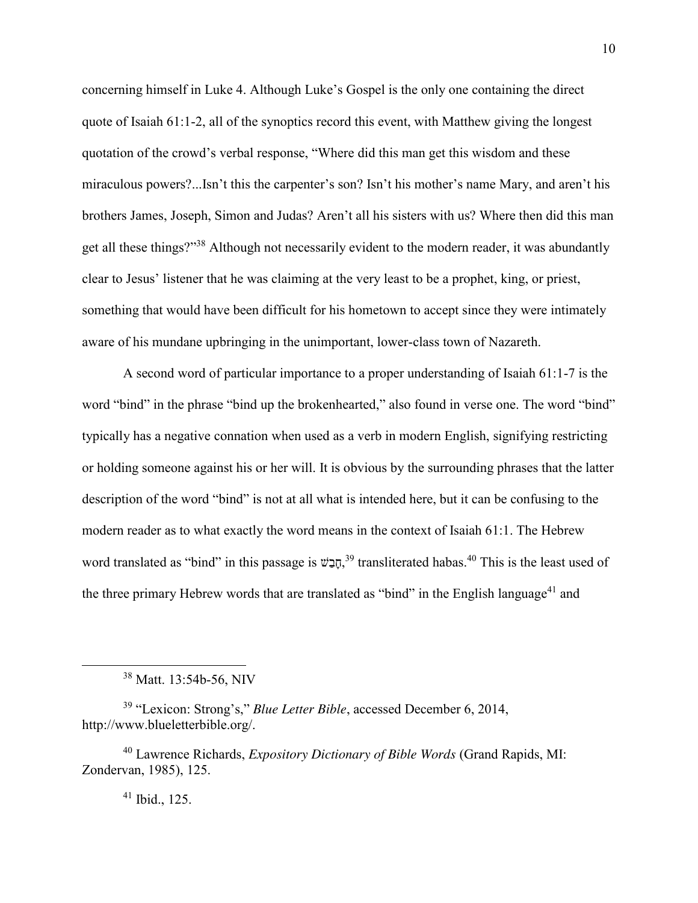concerning himself in Luke 4. Although Luke's Gospel is the only one containing the direct quote of Isaiah 61:1-2, all of the synoptics record this event, with Matthew giving the longest quotation of the crowd's verbal response, "Where did this man get this wisdom and these miraculous powers?...Isn't this the carpenter's son? Isn't his mother's name Mary, and aren't his brothers James, Joseph, Simon and Judas? Aren't all his sisters with us? Where then did this man get all these things?"[38] Although not necessarily evident to the modern reader, it was abundantly clear to Jesus' listener that he was claiming at the very least to be a prophet, king, or priest, something that would have been difficult for his hometown to accept since they were intimately aware of his mundane upbringing in the unimportant, lower-class town of Nazareth.

A second word of particular importance to a proper understanding of Isaiah 61:1-7 is the word "bind" in the phrase "bind up the brokenhearted," also found in verse one. The word "bind" typically has a negative connation when used as a verb in modern English, signifying restricting or holding someone against his or her will. It is obvious by the surrounding phrases that the latter description of the word "bind" is not at all what is intended here, but it can be confusing to the modern reader as to what exactly the word means in the context of Isaiah 61:1. The Hebrew word translated as "bind" in this passage is חָבַשׁ,[39] transliterated habas.[40] This is the least used of the three primary Hebrew words that are translated as "bind" in the English language[41] and

---

[38] Matt. 13:54b-56, NIV

[39] "Lexicon: Strong's," *Blue Letter Bible*, accessed December 6, 2014, http://www.blueletterbible.org/.

[40] Lawrence Richards, *Expository Dictionary of Bible Words* (Grand Rapids, MI: Zondervan, 1985), 125.

[41] Ibid., 125.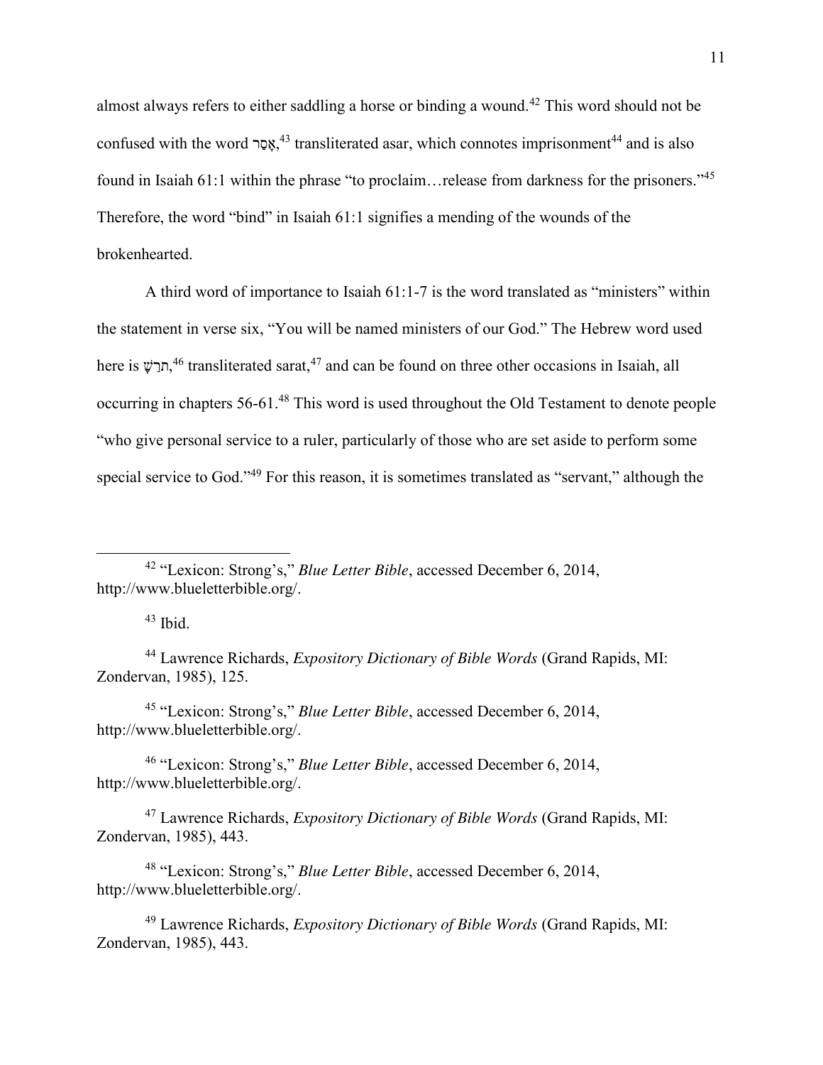almost always refers to either saddling a horse or binding a wound.[42] This word should not be confused with the word אָסַר,[43] transliterated asar, which connotes imprisonment[44] and is also found in Isaiah 61:1 within the phrase "to proclaim…release from darkness for the prisoners."[45] Therefore, the word "bind" in Isaiah 61:1 signifies a mending of the wounds of the brokenhearted.

A third word of importance to Isaiah 61:1-7 is the word translated as "ministers" within the statement in verse six, "You will be named ministers of our God." The Hebrew word used here is שָׁרַת,[46] transliterated sarat,[47] and can be found on three other occasions in Isaiah, all occurring in chapters 56-61.[48] This word is used throughout the Old Testament to denote people "who give personal service to a ruler, particularly of those who are set aside to perform some special service to God."[49] For this reason, it is sometimes translated as "servant," although the

---

[42] "Lexicon: Strong's," *Blue Letter Bible*, accessed December 6, 2014, http://www.blueletterbible.org/.

[43] Ibid.

[44] Lawrence Richards, *Expository Dictionary of Bible Words* (Grand Rapids, MI: Zondervan, 1985), 125.

[45] "Lexicon: Strong's," *Blue Letter Bible*, accessed December 6, 2014, http://www.blueletterbible.org/.

[46] "Lexicon: Strong's," *Blue Letter Bible*, accessed December 6, 2014, http://www.blueletterbible.org/.

[47] Lawrence Richards, *Expository Dictionary of Bible Words* (Grand Rapids, MI: Zondervan, 1985), 443.

[48] "Lexicon: Strong's," *Blue Letter Bible*, accessed December 6, 2014, http://www.blueletterbible.org/.

[49] Lawrence Richards, *Expository Dictionary of Bible Words* (Grand Rapids, MI: Zondervan, 1985), 443.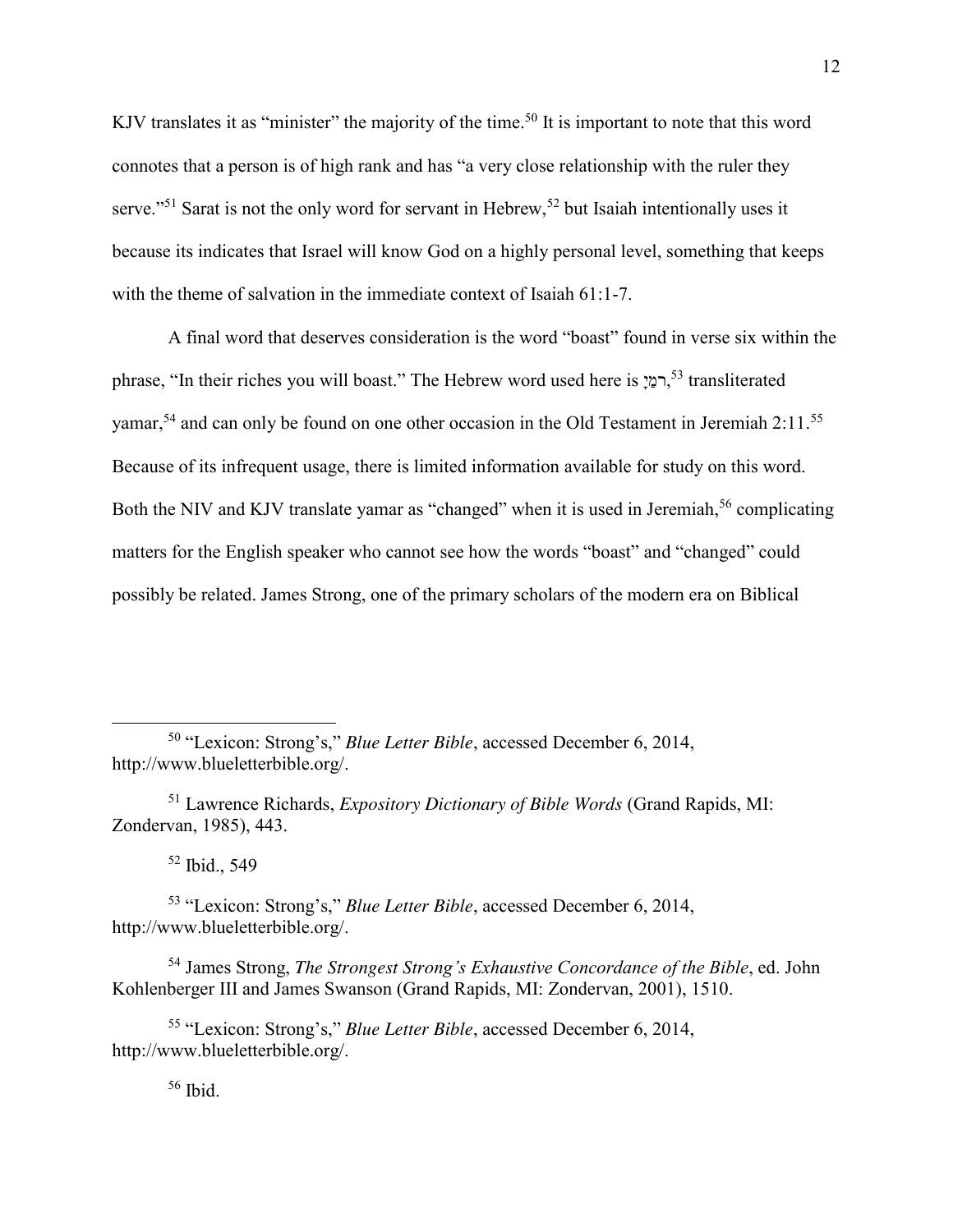KJV translates it as "minister" the majority of the time.[50] It is important to note that this word connotes that a person is of high rank and has "a very close relationship with the ruler they serve."[51] Sarat is not the only word for servant in Hebrew,[52] but Isaiah intentionally uses it because its indicates that Israel will know God on a highly personal level, something that keeps with the theme of salvation in the immediate context of Isaiah 61:1-7.

A final word that deserves consideration is the word "boast" found in verse six within the phrase, "In their riches you will boast." The Hebrew word used here is יָמַר,[53] transliterated yamar,[54] and can only be found on one other occasion in the Old Testament in Jeremiah 2:11.[55] Because of its infrequent usage, there is limited information available for study on this word. Both the NIV and KJV translate yamar as "changed" when it is used in Jeremiah,[56] complicating matters for the English speaker who cannot see how the words "boast" and "changed" could possibly be related. James Strong, one of the primary scholars of the modern era on Biblical

---

[50] "Lexicon: Strong's," *Blue Letter Bible*, accessed December 6, 2014, http://www.blueletterbible.org/.

[51] Lawrence Richards, *Expository Dictionary of Bible Words* (Grand Rapids, MI: Zondervan, 1985), 443.

[52] Ibid., 549

[53] "Lexicon: Strong's," *Blue Letter Bible*, accessed December 6, 2014, http://www.blueletterbible.org/.

[54] James Strong, *The Strongest Strong's Exhaustive Concordance of the Bible*, ed. John Kohlenberger III and James Swanson (Grand Rapids, MI: Zondervan, 2001), 1510.

[55] "Lexicon: Strong's," *Blue Letter Bible*, accessed December 6, 2014, http://www.blueletterbible.org/.

[56] Ibid.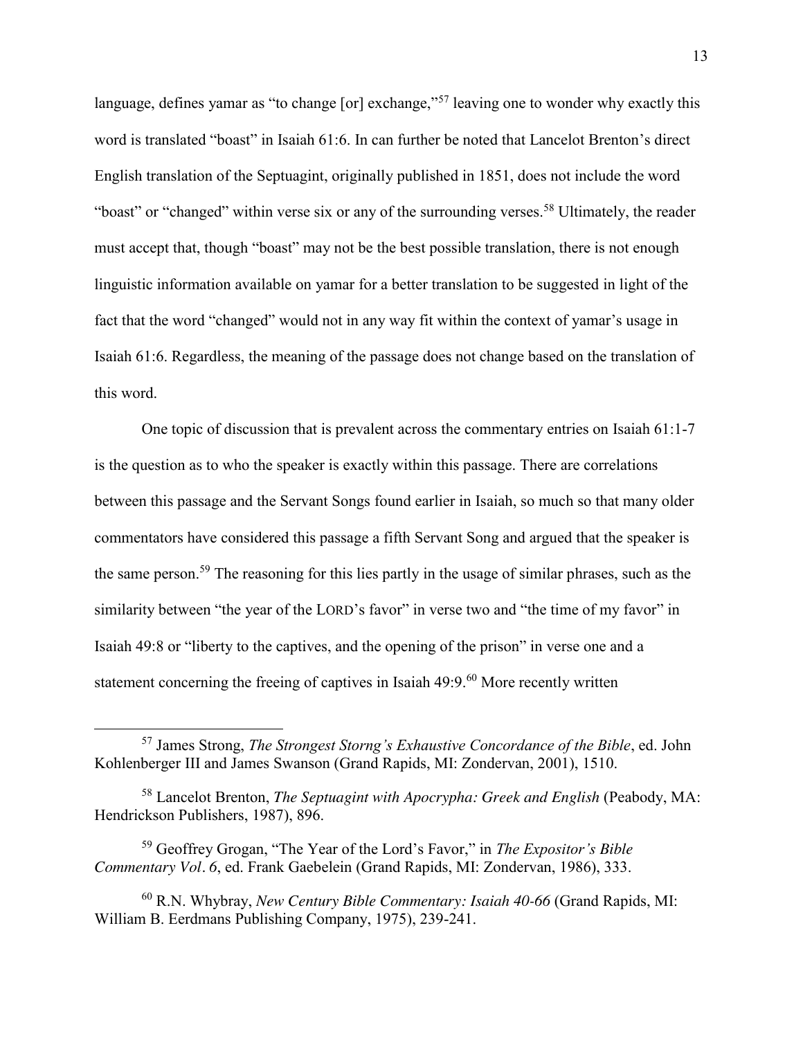language, defines yamar as "to change [or] exchange,"[57] leaving one to wonder why exactly this word is translated "boast" in Isaiah 61:6. In can further be noted that Lancelot Brenton's direct English translation of the Septuagint, originally published in 1851, does not include the word "boast" or "changed" within verse six or any of the surrounding verses.[58] Ultimately, the reader must accept that, though "boast" may not be the best possible translation, there is not enough linguistic information available on yamar for a better translation to be suggested in light of the fact that the word "changed" would not in any way fit within the context of yamar's usage in Isaiah 61:6. Regardless, the meaning of the passage does not change based on the translation of this word.

One topic of discussion that is prevalent across the commentary entries on Isaiah 61:1-7 is the question as to who the speaker is exactly within this passage. There are correlations between this passage and the Servant Songs found earlier in Isaiah, so much so that many older commentators have considered this passage a fifth Servant Song and argued that the speaker is the same person.[59] The reasoning for this lies partly in the usage of similar phrases, such as the similarity between "the year of the LORD's favor" in verse two and "the time of my favor" in Isaiah 49:8 or "liberty to the captives, and the opening of the prison" in verse one and a statement concerning the freeing of captives in Isaiah 49:9.[60] More recently written

---

[57] James Strong, *The Strongest Storng's Exhaustive Concordance of the Bible*, ed. John Kohlenberger III and James Swanson (Grand Rapids, MI: Zondervan, 2001), 1510.

[58] Lancelot Brenton, *The Septuagint with Apocrypha: Greek and English* (Peabody, MA: Hendrickson Publishers, 1987), 896.

[59] Geoffrey Grogan, "The Year of the Lord's Favor," in *The Expositor's Bible Commentary Vol. 6*, ed. Frank Gaebelein (Grand Rapids, MI: Zondervan, 1986), 333.

[60] R.N. Whybray, *New Century Bible Commentary: Isaiah 40-66* (Grand Rapids, MI: William B. Eerdmans Publishing Company, 1975), 239-241.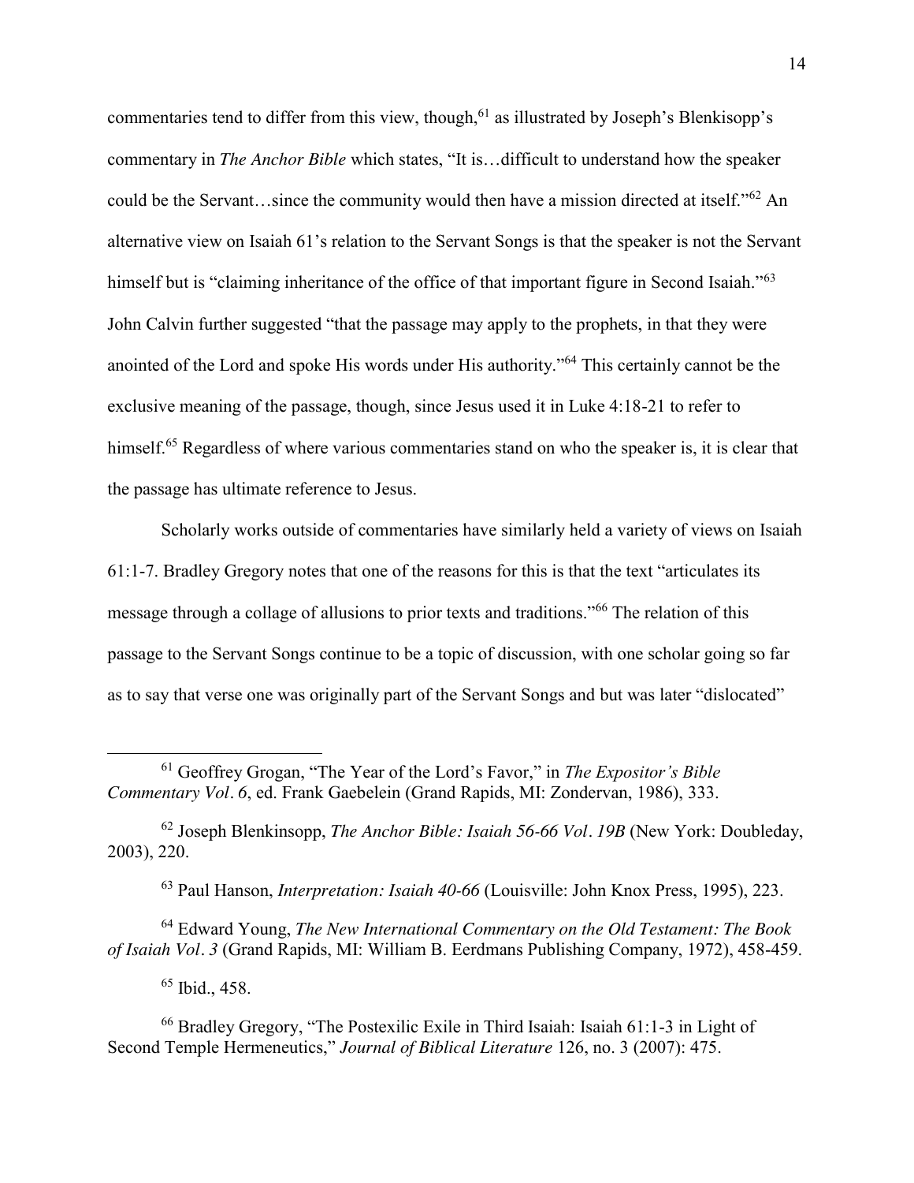commentaries tend to differ from this view, though,[61] as illustrated by Joseph's Blenkisopp's commentary in *The Anchor Bible* which states, "It is…difficult to understand how the speaker could be the Servant…since the community would then have a mission directed at itself."[62] An alternative view on Isaiah 61's relation to the Servant Songs is that the speaker is not the Servant himself but is "claiming inheritance of the office of that important figure in Second Isaiah."[63] John Calvin further suggested "that the passage may apply to the prophets, in that they were anointed of the Lord and spoke His words under His authority."[64] This certainly cannot be the exclusive meaning of the passage, though, since Jesus used it in Luke 4:18-21 to refer to himself.[65] Regardless of where various commentaries stand on who the speaker is, it is clear that the passage has ultimate reference to Jesus.

Scholarly works outside of commentaries have similarly held a variety of views on Isaiah 61:1-7. Bradley Gregory notes that one of the reasons for this is that the text "articulates its message through a collage of allusions to prior texts and traditions."[66] The relation of this passage to the Servant Songs continue to be a topic of discussion, with one scholar going so far as to say that verse one was originally part of the Servant Songs and but was later "dislocated"

---

[61] Geoffrey Grogan, "The Year of the Lord's Favor," in *The Expositor's Bible Commentary Vol*. *6*, ed. Frank Gaebelein (Grand Rapids, MI: Zondervan, 1986), 333.

[62] Joseph Blenkinsopp, *The Anchor Bible: Isaiah 56-66 Vol*. *19B* (New York: Doubleday, 2003), 220.

[63] Paul Hanson, *Interpretation: Isaiah 40-66* (Louisville: John Knox Press, 1995), 223.

[64] Edward Young, *The New International Commentary on the Old Testament: The Book of Isaiah Vol*. *3* (Grand Rapids, MI: William B. Eerdmans Publishing Company, 1972), 458-459.

[65] Ibid., 458.

[66] Bradley Gregory, "The Postexilic Exile in Third Isaiah: Isaiah 61:1-3 in Light of Second Temple Hermeneutics," *Journal of Biblical Literature* 126, no. 3 (2007): 475.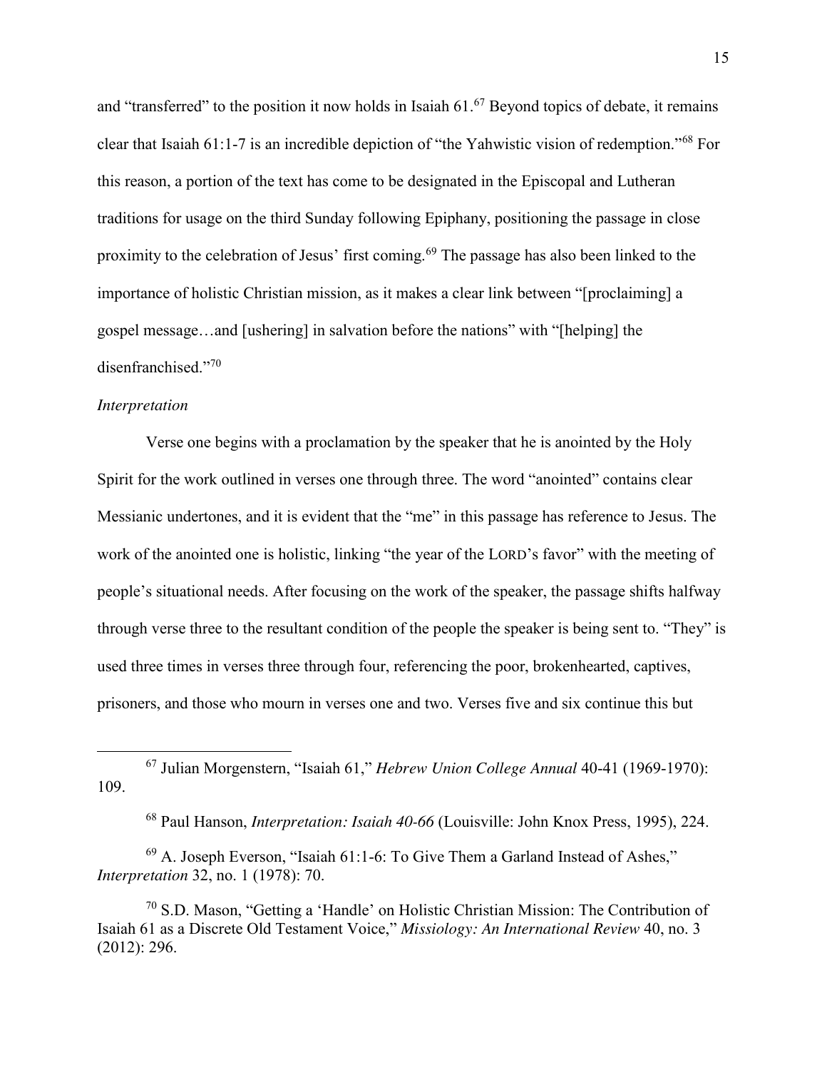and "transferred" to the position it now holds in Isaiah 61.[67] Beyond topics of debate, it remains clear that Isaiah 61:1-7 is an incredible depiction of "the Yahwistic vision of redemption."[68] For this reason, a portion of the text has come to be designated in the Episcopal and Lutheran traditions for usage on the third Sunday following Epiphany, positioning the passage in close proximity to the celebration of Jesus' first coming.[69] The passage has also been linked to the importance of holistic Christian mission, as it makes a clear link between "[proclaiming] a gospel message…and [ushering] in salvation before the nations" with "[helping] the disenfranchised."[70]

*Interpretation*

Verse one begins with a proclamation by the speaker that he is anointed by the Holy Spirit for the work outlined in verses one through three. The word "anointed" contains clear Messianic undertones, and it is evident that the "me" in this passage has reference to Jesus. The work of the anointed one is holistic, linking "the year of the LORD's favor" with the meeting of people's situational needs. After focusing on the work of the speaker, the passage shifts halfway through verse three to the resultant condition of the people the speaker is being sent to. "They" is used three times in verses three through four, referencing the poor, brokenhearted, captives, prisoners, and those who mourn in verses one and two. Verses five and six continue this but

---

[67] Julian Morgenstern, "Isaiah 61," *Hebrew Union College Annual* 40-41 (1969-1970): 109.

[68] Paul Hanson, *Interpretation: Isaiah 40-66* (Louisville: John Knox Press, 1995), 224.

[69] A. Joseph Everson, "Isaiah 61:1-6: To Give Them a Garland Instead of Ashes," *Interpretation* 32, no. 1 (1978): 70.

[70] S.D. Mason, "Getting a 'Handle' on Holistic Christian Mission: The Contribution of Isaiah 61 as a Discrete Old Testament Voice," *Missiology: An International Review* 40, no. 3 (2012): 296.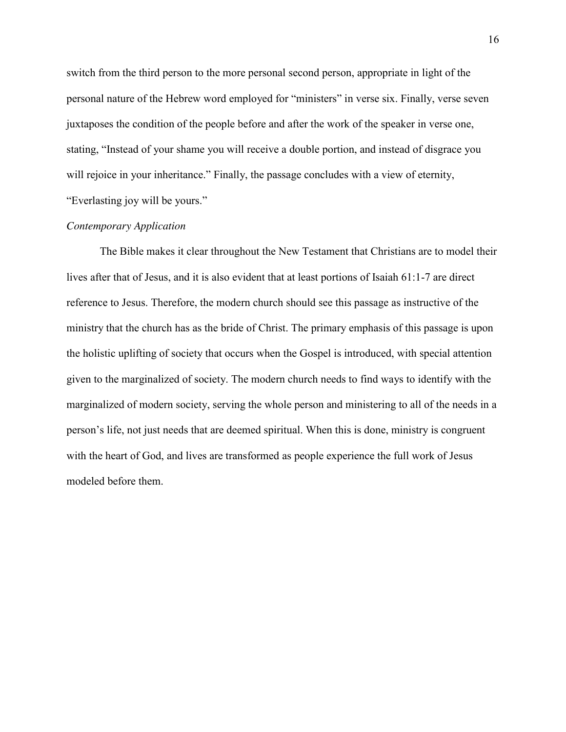switch from the third person to the more personal second person, appropriate in light of the personal nature of the Hebrew word employed for "ministers" in verse six. Finally, verse seven juxtaposes the condition of the people before and after the work of the speaker in verse one, stating, "Instead of your shame you will receive a double portion, and instead of disgrace you will rejoice in your inheritance." Finally, the passage concludes with a view of eternity, "Everlasting joy will be yours."

*Contemporary Application*

The Bible makes it clear throughout the New Testament that Christians are to model their lives after that of Jesus, and it is also evident that at least portions of Isaiah 61:1-7 are direct reference to Jesus. Therefore, the modern church should see this passage as instructive of the ministry that the church has as the bride of Christ. The primary emphasis of this passage is upon the holistic uplifting of society that occurs when the Gospel is introduced, with special attention given to the marginalized of society. The modern church needs to find ways to identify with the marginalized of modern society, serving the whole person and ministering to all of the needs in a person's life, not just needs that are deemed spiritual. When this is done, ministry is congruent with the heart of God, and lives are transformed as people experience the full work of Jesus modeled before them.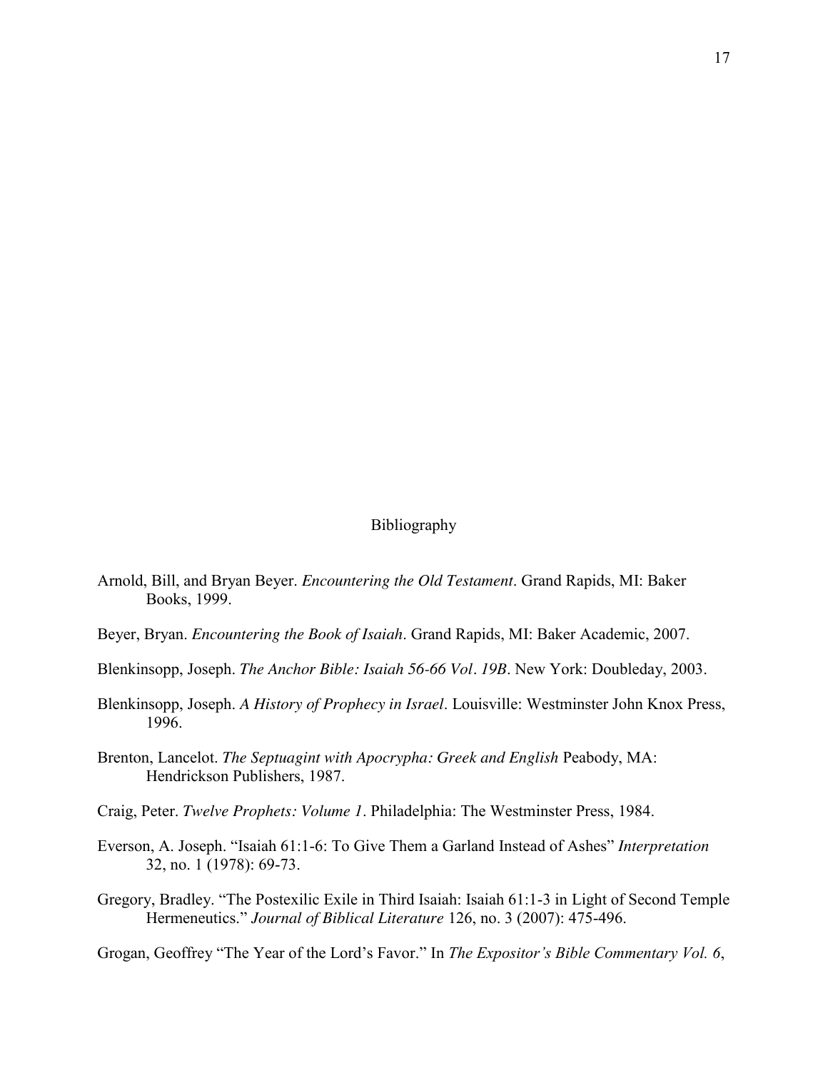# Bibliography

Arnold, Bill, and Bryan Beyer. *Encountering the Old Testament*. Grand Rapids, MI: Baker Books, 1999.

Beyer, Bryan. *Encountering the Book of Isaiah*. Grand Rapids, MI: Baker Academic, 2007.

Blenkinsopp, Joseph. *The Anchor Bible: Isaiah 56-66 Vol. 19B*. New York: Doubleday, 2003.

Blenkinsopp, Joseph. *A History of Prophecy in Israel*. Louisville: Westminster John Knox Press, 1996.

Brenton, Lancelot. *The Septuagint with Apocrypha: Greek and English* Peabody, MA: Hendrickson Publishers, 1987.

Craig, Peter. *Twelve Prophets: Volume 1*. Philadelphia: The Westminster Press, 1984.

Everson, A. Joseph. "Isaiah 61:1-6: To Give Them a Garland Instead of Ashes" *Interpretation* 32, no. 1 (1978): 69-73.

Gregory, Bradley. "The Postexilic Exile in Third Isaiah: Isaiah 61:1-3 in Light of Second Temple Hermeneutics." *Journal of Biblical Literature* 126, no. 3 (2007): 475-496.

Grogan, Geoffrey "The Year of the Lord's Favor." In *The Expositor's Bible Commentary Vol. 6*,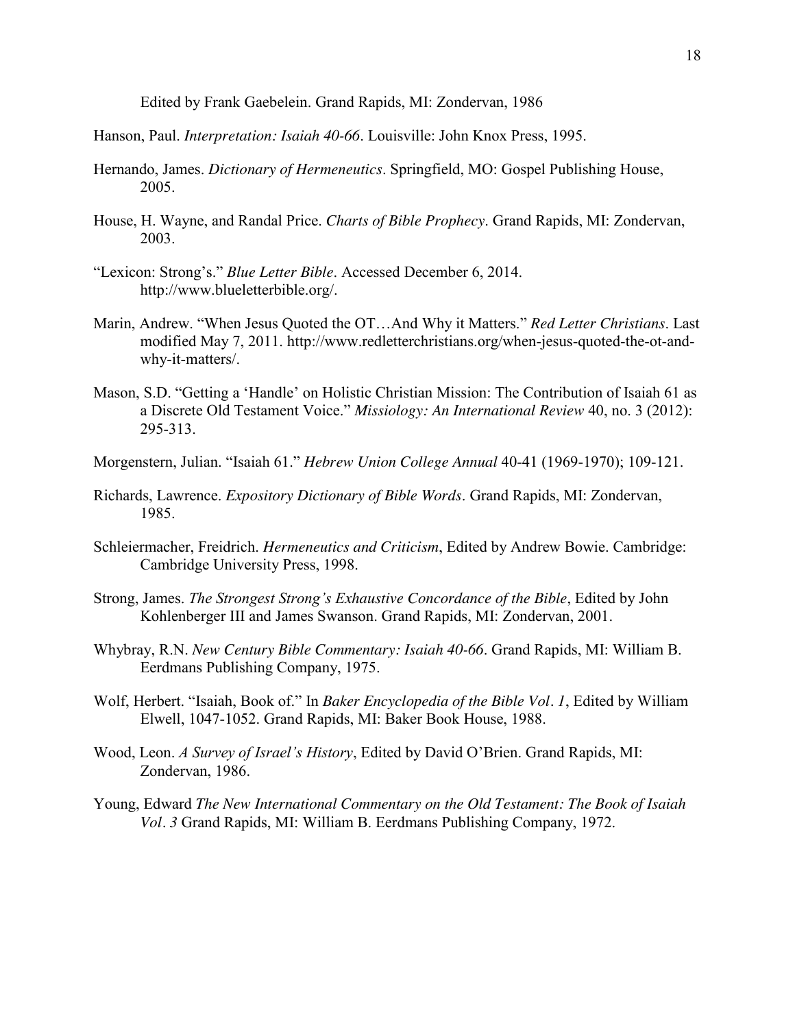Edited by Frank Gaebelein. Grand Rapids, MI: Zondervan, 1986

Hanson, Paul. *Interpretation: Isaiah 40-66*. Louisville: John Knox Press, 1995.

Hernando, James. *Dictionary of Hermeneutics*. Springfield, MO: Gospel Publishing House, 2005.

House, H. Wayne, and Randal Price. *Charts of Bible Prophecy*. Grand Rapids, MI: Zondervan, 2003.

"Lexicon: Strong's." *Blue Letter Bible*. Accessed December 6, 2014. http://www.blueletterbible.org/.

Marin, Andrew. "When Jesus Quoted the OT…And Why it Matters." *Red Letter Christians*. Last modified May 7, 2011. http://www.redletterchristians.org/when-jesus-quoted-the-ot-and-why-it-matters/.

Mason, S.D. "Getting a 'Handle' on Holistic Christian Mission: The Contribution of Isaiah 61 as a Discrete Old Testament Voice." *Missiology: An International Review* 40, no. 3 (2012): 295-313.

Morgenstern, Julian. "Isaiah 61." *Hebrew Union College Annual* 40-41 (1969-1970); 109-121.

Richards, Lawrence. *Expository Dictionary of Bible Words*. Grand Rapids, MI: Zondervan, 1985.

Schleiermacher, Freidrich. *Hermeneutics and Criticism*, Edited by Andrew Bowie. Cambridge: Cambridge University Press, 1998.

Strong, James. *The Strongest Strong's Exhaustive Concordance of the Bible*, Edited by John Kohlenberger III and James Swanson. Grand Rapids, MI: Zondervan, 2001.

Whybray, R.N. *New Century Bible Commentary: Isaiah 40-66*. Grand Rapids, MI: William B. Eerdmans Publishing Company, 1975.

Wolf, Herbert. "Isaiah, Book of." In *Baker Encyclopedia of the Bible Vol*. *1*, Edited by William Elwell, 1047-1052. Grand Rapids, MI: Baker Book House, 1988.

Wood, Leon. *A Survey of Israel's History*, Edited by David O'Brien. Grand Rapids, MI: Zondervan, 1986.

Young, Edward *The New International Commentary on the Old Testament: The Book of Isaiah Vol*. *3* Grand Rapids, MI: William B. Eerdmans Publishing Company, 1972.